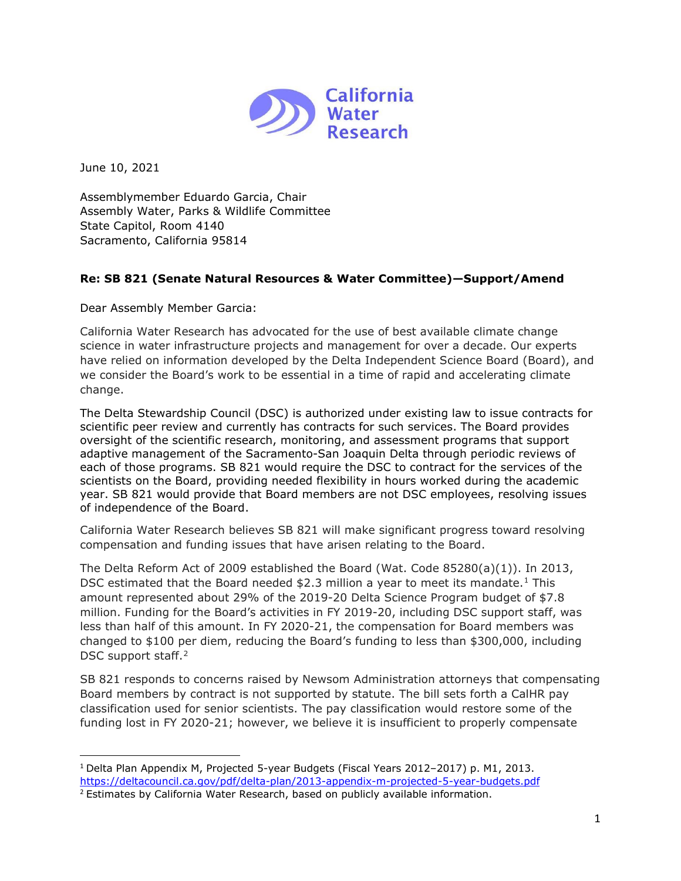California Water Research

June 10, 2021

Assemblymember Eduardo Garcia, Chair
Assembly Water, Parks & Wildlife Committee
State Capitol, Room 4140
Sacramento, California 95814

**Re: SB 821 (Senate Natural Resources & Water Committee)—Support/Amend**

Dear Assembly Member Garcia:

California Water Research has advocated for the use of best available climate change science in water infrastructure projects and management for over a decade. Our experts have relied on information developed by the Delta Independent Science Board (Board), and we consider the Board's work to be essential in a time of rapid and accelerating climate change.

The Delta Stewardship Council (DSC) is authorized under existing law to issue contracts for scientific peer review and currently has contracts for such services. The Board provides oversight of the scientific research, monitoring, and assessment programs that support adaptive management of the Sacramento-San Joaquin Delta through periodic reviews of each of those programs. SB 821 would require the DSC to contract for the services of the scientists on the Board, providing needed flexibility in hours worked during the academic year. SB 821 would provide that Board members are not DSC employees, resolving issues of independence of the Board.

California Water Research believes SB 821 will make significant progress toward resolving compensation and funding issues that have arisen relating to the Board.

The Delta Reform Act of 2009 established the Board (Wat. Code 85280(a)(1)). In 2013, DSC estimated that the Board needed $2.3 million a year to meet its mandate.[1] This amount represented about 29% of the 2019-20 Delta Science Program budget of $7.8 million. Funding for the Board's activities in FY 2019-20, including DSC support staff, was less than half of this amount. In FY 2020-21, the compensation for Board members was changed to $100 per diem, reducing the Board's funding to less than $300,000, including DSC support staff.[2]

SB 821 responds to concerns raised by Newsom Administration attorneys that compensating Board members by contract is not supported by statute. The bill sets forth a CalHR pay classification used for senior scientists. The pay classification would restore some of the funding lost in FY 2020-21; however, we believe it is insufficient to properly compensate

---

[1] Delta Plan Appendix M, Projected 5-year Budgets (Fiscal Years 2012–2017) p. M1, 2013. https://deltacouncil.ca.gov/pdf/delta-plan/2013-appendix-m-projected-5-year-budgets.pdf

[2] Estimates by California Water Research, based on publicly available information.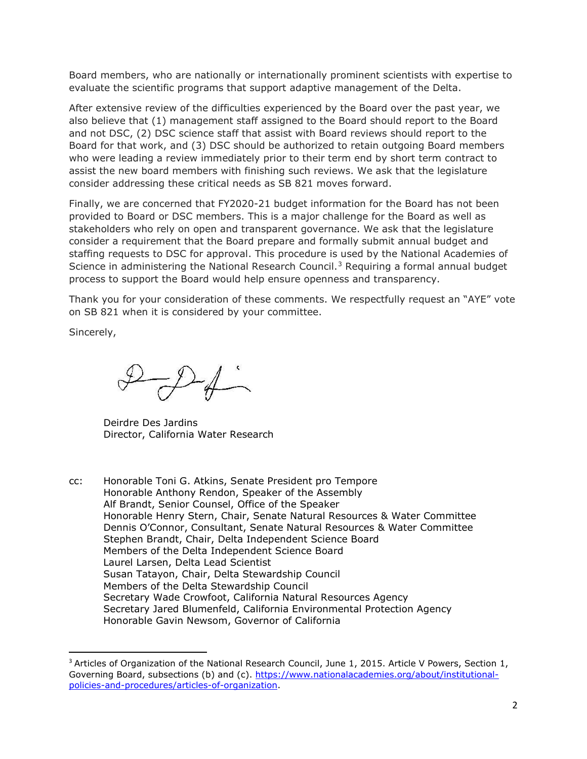Board members, who are nationally or internationally prominent scientists with expertise to evaluate the scientific programs that support adaptive management of the Delta.

After extensive review of the difficulties experienced by the Board over the past year, we also believe that (1) management staff assigned to the Board should report to the Board and not DSC, (2) DSC science staff that assist with Board reviews should report to the Board for that work, and (3) DSC should be authorized to retain outgoing Board members who were leading a review immediately prior to their term end by short term contract to assist the new board members with finishing such reviews. We ask that the legislature consider addressing these critical needs as SB 821 moves forward.

Finally, we are concerned that FY2020-21 budget information for the Board has not been provided to Board or DSC members. This is a major challenge for the Board as well as stakeholders who rely on open and transparent governance. We ask that the legislature consider a requirement that the Board prepare and formally submit annual budget and staffing requests to DSC for approval. This procedure is used by the National Academies of Science in administering the National Research Council.[3] Requiring a formal annual budget process to support the Board would help ensure openness and transparency.

Thank you for your consideration of these comments. We respectfully request an "AYE" vote on SB 821 when it is considered by your committee.

Sincerely,

Deirdre Des Jardins
Director, California Water Research

cc: Honorable Toni G. Atkins, Senate President pro Tempore
Honorable Anthony Rendon, Speaker of the Assembly
Alf Brandt, Senior Counsel, Office of the Speaker
Honorable Henry Stern, Chair, Senate Natural Resources & Water Committee
Dennis O'Connor, Consultant, Senate Natural Resources & Water Committee
Stephen Brandt, Chair, Delta Independent Science Board
Members of the Delta Independent Science Board
Laurel Larsen, Delta Lead Scientist
Susan Tatayon, Chair, Delta Stewardship Council
Members of the Delta Stewardship Council
Secretary Wade Crowfoot, California Natural Resources Agency
Secretary Jared Blumenfeld, California Environmental Protection Agency
Honorable Gavin Newsom, Governor of California

[3] Articles of Organization of the National Research Council, June 1, 2015. Article V Powers, Section 1, Governing Board, subsections (b) and (c). https://www.nationalacademies.org/about/institutional-policies-and-procedures/articles-of-organization.